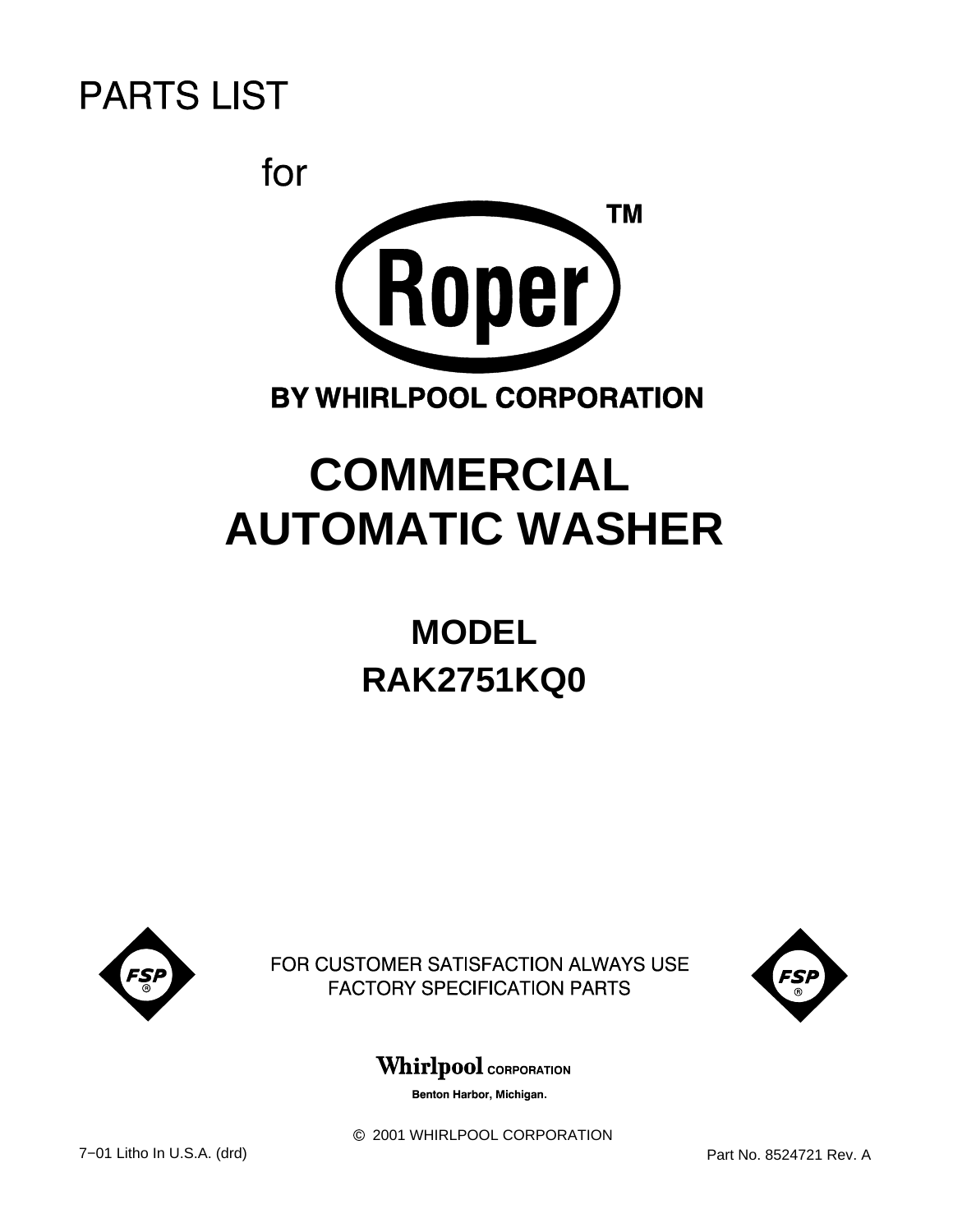# PARTS LIST

for

Roper™

BY WHIRLPOOL CORPORATION

# COMMERCIAL AUTOMATIC WASHER

## MODEL
## RAK2751KQ0

FSP®

FOR CUSTOMER SATISFACTION ALWAYS USE FACTORY SPECIFICATION PARTS

FSP®

Whirlpool CORPORATION

Benton Harbor, Michigan.

© 2001 WHIRLPOOL CORPORATION

7−01 Litho In U.S.A. (drd)

Part No. 8524721 Rev. A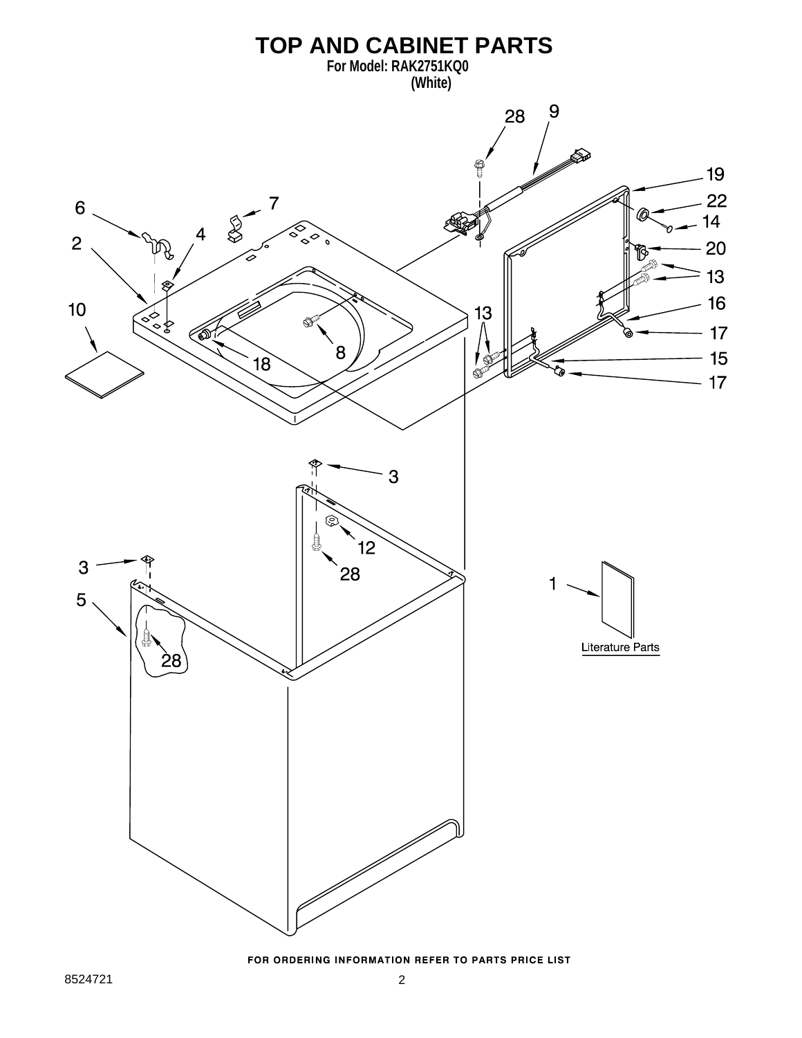# TOP AND CABINET PARTS

**For Model: RAK2751KQ0**
**(White)**

Literature Parts

FOR ORDERING INFORMATION REFER TO PARTS PRICE LIST

8524721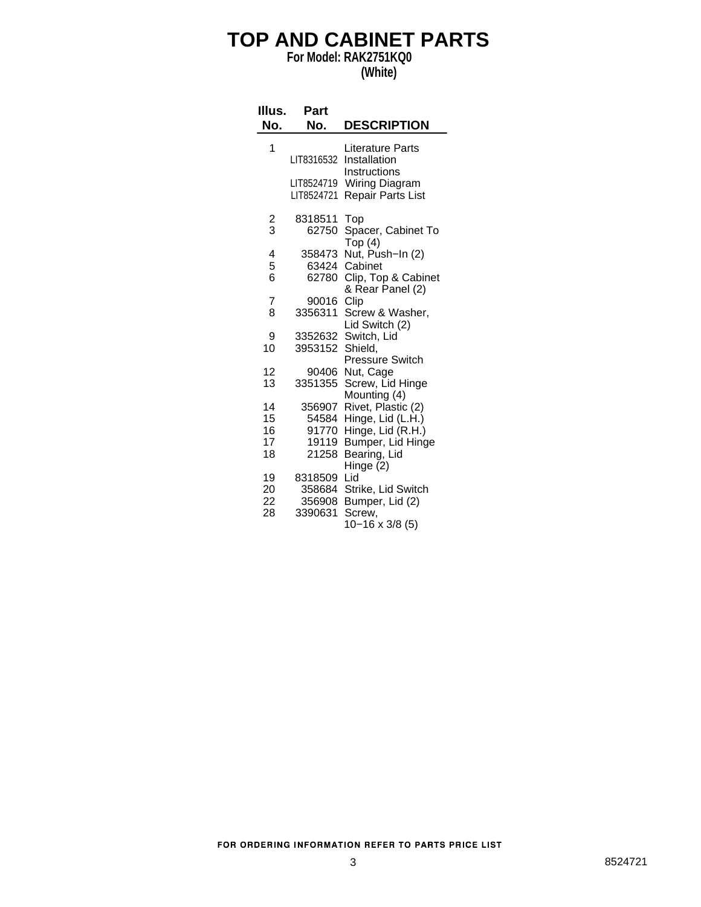# TOP AND CABINET PARTS

**For Model: RAK2751KQ0**
**(White)**

| Illus. No. | Part No. | DESCRIPTION |
|---|---|---|
| 1 | | Literature Parts |
| | LIT8316532 | Installation Instructions |
| | LIT8524719 | Wiring Diagram |
| | LIT8524721 | Repair Parts List |
| 2 | 8318511 | Top |
| 3 | 62750 | Spacer, Cabinet To Top (4) |
| 4 | 358473 | Nut, Push−In (2) |
| 5 | 63424 | Cabinet |
| 6 | 62780 | Clip, Top & Cabinet & Rear Panel (2) |
| 7 | 90016 | Clip |
| 8 | 3356311 | Screw & Washer, Lid Switch (2) |
| 9 | 3352632 | Switch, Lid |
| 10 | 3953152 | Shield, Pressure Switch |
| 12 | 90406 | Nut, Cage |
| 13 | 3351355 | Screw, Lid Hinge Mounting (4) |
| 14 | 356907 | Rivet, Plastic (2) |
| 15 | 54584 | Hinge, Lid (L.H.) |
| 16 | 91770 | Hinge, Lid (R.H.) |
| 17 | 19119 | Bumper, Lid Hinge |
| 18 | 21258 | Bearing, Lid Hinge (2) |
| 19 | 8318509 | Lid |
| 20 | 358684 | Strike, Lid Switch |
| 22 | 356908 | Bumper, Lid (2) |
| 28 | 3390631 | Screw, 10−16 x 3/8 (5) |

FOR ORDERING INFORMATION REFER TO PARTS PRICE LIST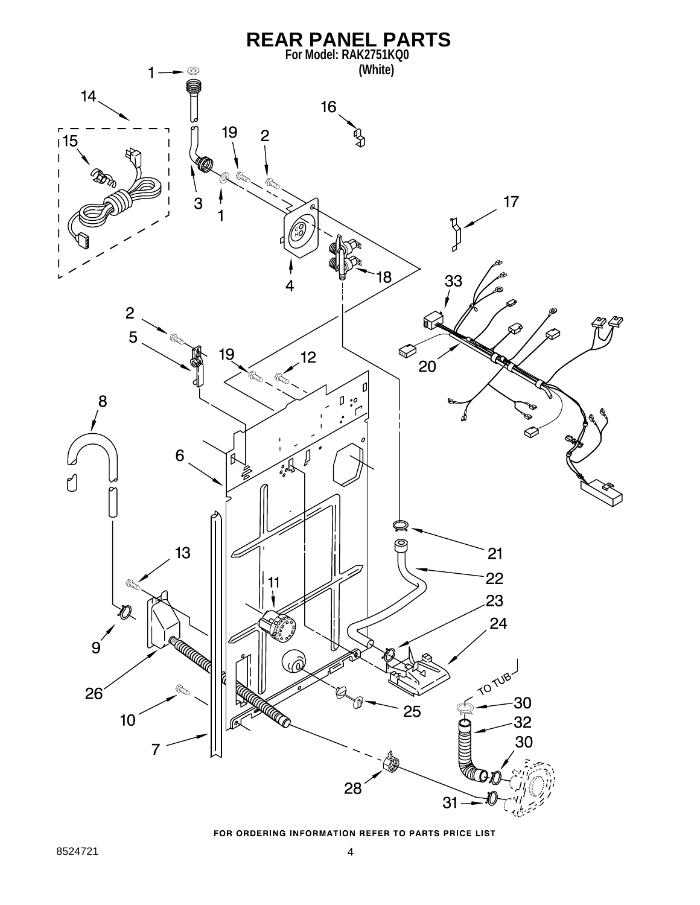# REAR PANEL PARTS

**For Model: RAK2751KQ0**
**(White)**

FOR ORDERING INFORMATION REFER TO PARTS PRICE LIST

8524721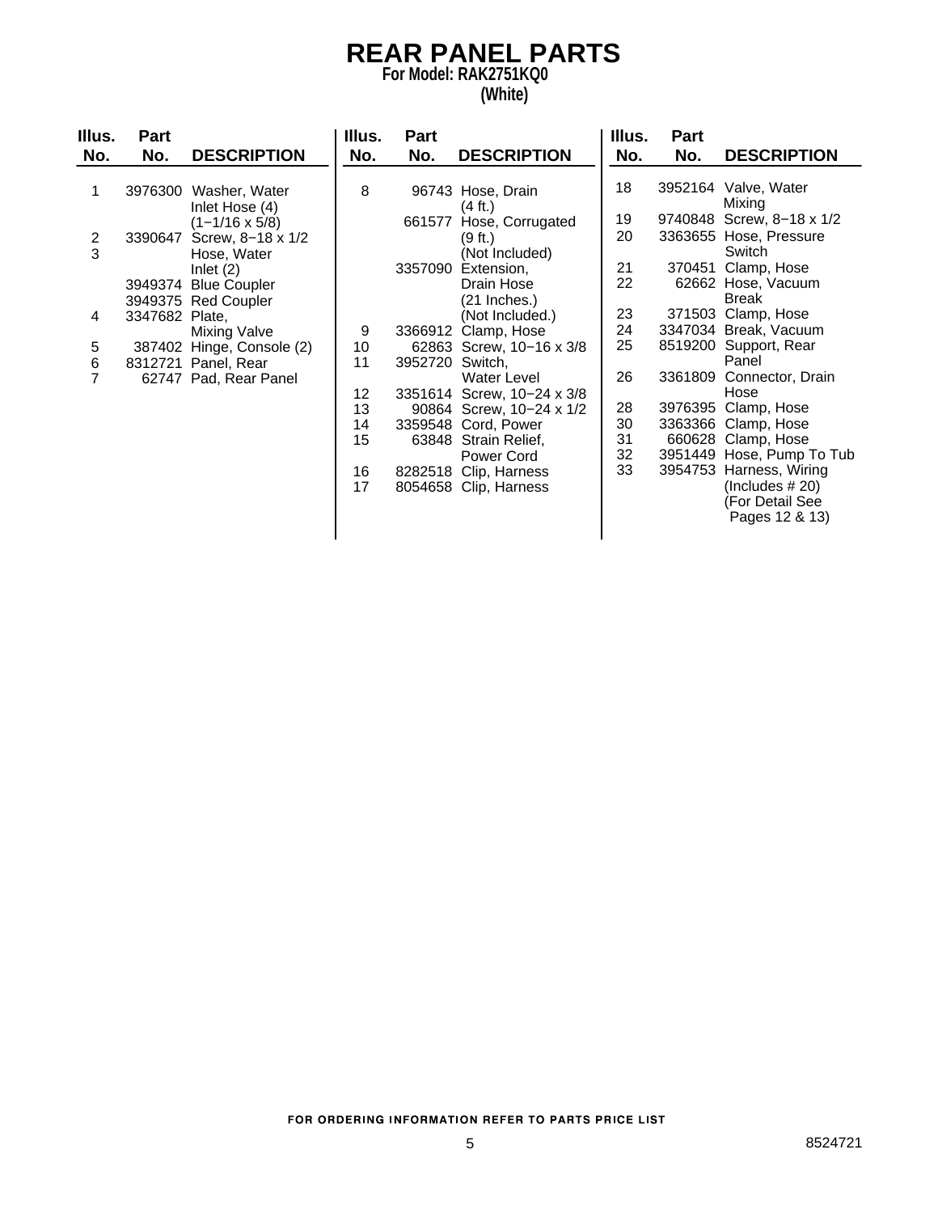# REAR PANEL PARTS

**For Model: RAK2751KQ0**

**(White)**

| Illus. No. | Part No. | DESCRIPTION |
|---|---|---|
| 1 | 3976300 | Washer, Water Inlet Hose (4) (1−1/16 x 5/8) |
| 2 | 3390647 | Screw, 8−18 x 1/2 |
| 3 | | Hose, Water Inlet (2) |
| | 3949374 | Blue Coupler |
| | 3949375 | Red Coupler |
| 4 | 3347682 | Plate, Mixing Valve |
| 5 | 387402 | Hinge, Console (2) |
| 6 | 8312721 | Panel, Rear |
| 7 | 62747 | Pad, Rear Panel |
| 8 | 96743 | Hose, Drain (4 ft.) |
| | 661577 | Hose, Corrugated (9 ft.) (Not Included) |
| | 3357090 | Extension, Drain Hose (21 Inches.) (Not Included.) |
| 9 | 3366912 | Clamp, Hose |
| 10 | 62863 | Screw, 10−16 x 3/8 |
| 11 | 3952720 | Switch, Water Level |
| 12 | 3351614 | Screw, 10−24 x 3/8 |
| 13 | 90864 | Screw, 10−24 x 1/2 |
| 14 | 3359548 | Cord, Power |
| 15 | 63848 | Strain Relief, Power Cord |
| 16 | 8282518 | Clip, Harness |
| 17 | 8054658 | Clip, Harness |
| 18 | 3952164 | Valve, Water Mixing |
| 19 | 9740848 | Screw, 8−18 x 1/2 |
| 20 | 3363655 | Hose, Pressure Switch |
| 21 | 370451 | Clamp, Hose |
| 22 | 62662 | Hose, Vacuum Break |
| 23 | 371503 | Clamp, Hose |
| 24 | 3347034 | Break, Vacuum |
| 25 | 8519200 | Support, Rear Panel |
| 26 | 3361809 | Connector, Drain Hose |
| 28 | 3976395 | Clamp, Hose |
| 30 | 3363366 | Clamp, Hose |
| 31 | 660628 | Clamp, Hose |
| 32 | 3951449 | Hose, Pump To Tub |
| 33 | 3954753 | Harness, Wiring (Includes # 20) (For Detail See Pages 12 & 13) |

FOR ORDERING INFORMATION REFER TO PARTS PRICE LIST

8524721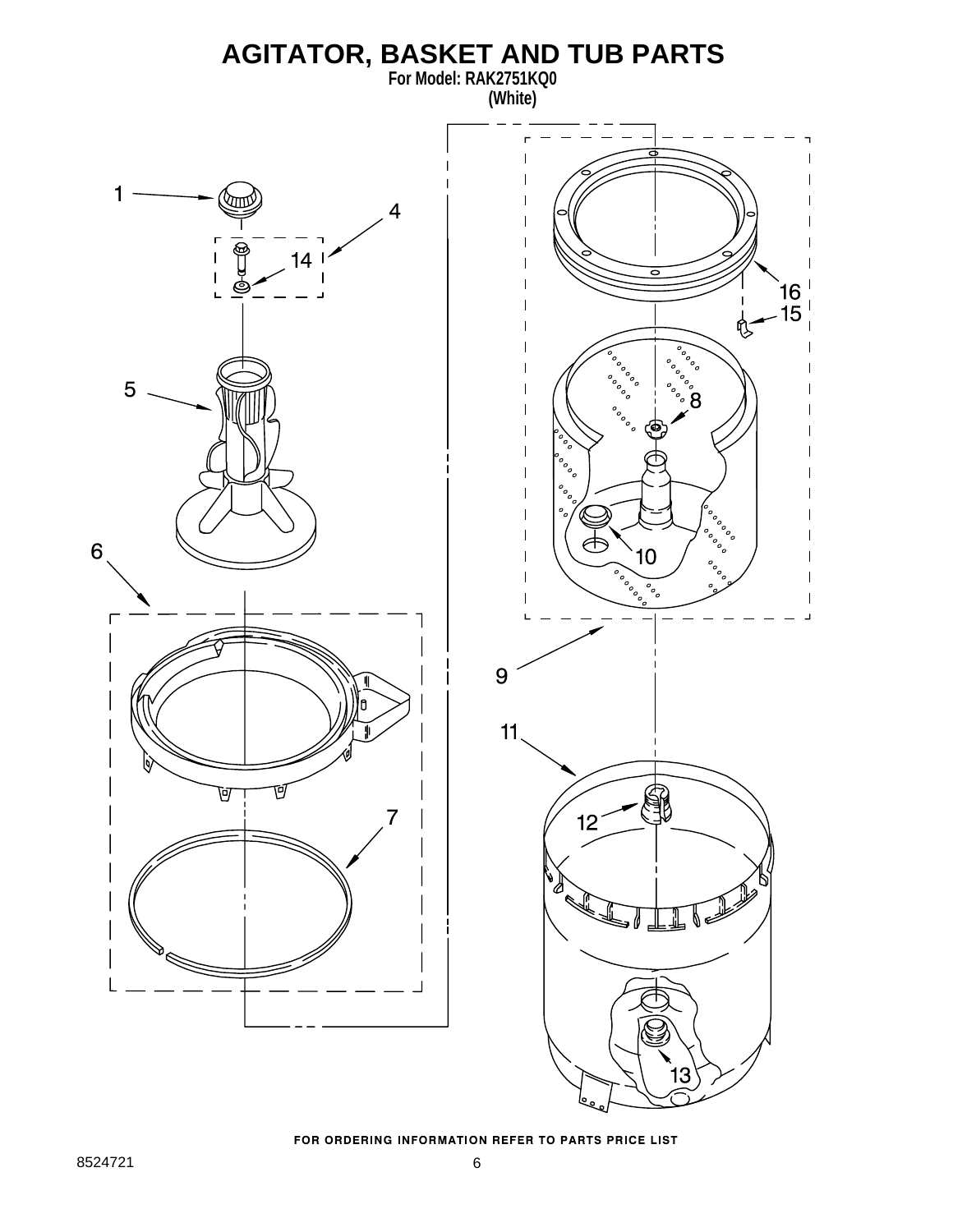# AGITATOR, BASKET AND TUB PARTS

**For Model: RAK2751KQ0**
**(White)**

1

4

14

5

6

7

16

15

8

10

9

11

12

13

FOR ORDERING INFORMATION REFER TO PARTS PRICE LIST

8524721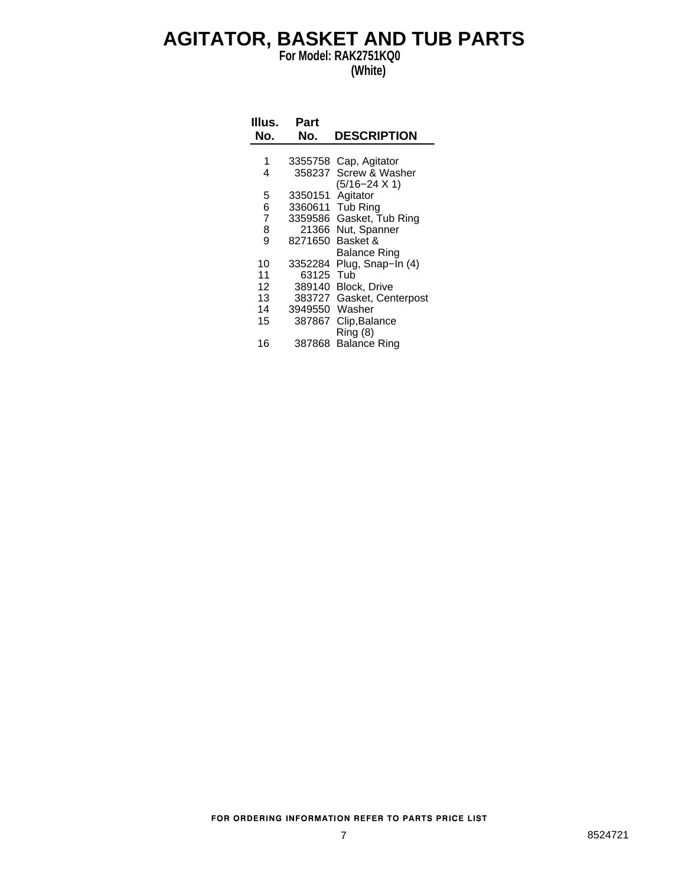# AGITATOR, BASKET AND TUB PARTS

**For Model: RAK2751KQ0**

**(White)**

| Illus. No. | Part No. | DESCRIPTION |
|---|---|---|
| 1 | 3355758 | Cap, Agitator |
| 4 | 358237 | Screw & Washer (5/16−24 X 1) |
| 5 | 3350151 | Agitator |
| 6 | 3360611 | Tub Ring |
| 7 | 3359586 | Gasket, Tub Ring |
| 8 | 21366 | Nut, Spanner |
| 9 | 8271650 | Basket & Balance Ring |
| 10 | 3352284 | Plug, Snap−In (4) |
| 11 | 63125 | Tub |
| 12 | 389140 | Block, Drive |
| 13 | 383727 | Gasket, Centerpost |
| 14 | 3949550 | Washer |
| 15 | 387867 | Clip,Balance Ring (8) |
| 16 | 387868 | Balance Ring |

FOR ORDERING INFORMATION REFER TO PARTS PRICE LIST

8524721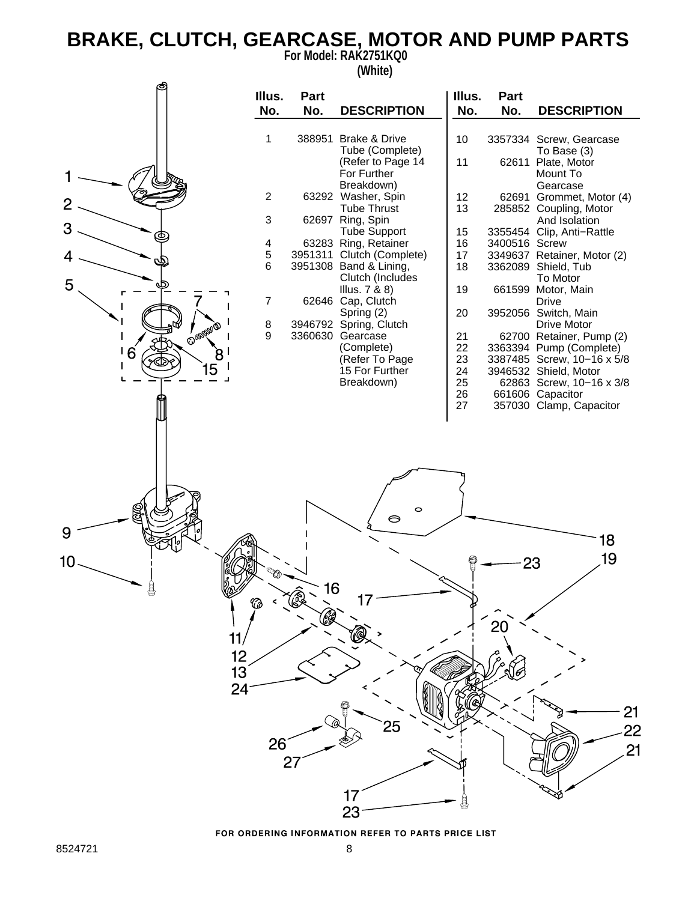# BRAKE, CLUTCH, GEARCASE, MOTOR AND PUMP PARTS

**For Model: RAK2751KQ0**
**(White)**

| Illus. No. | Part No. | DESCRIPTION |
|---|---|---|
| 1 | 388951 | Brake & Drive Tube (Complete) (Refer to Page 14 For Further Breakdown) |
| 2 | 63292 | Washer, Spin Tube Thrust |
| 3 | 62697 | Ring, Spin Tube Support |
| 4 | 63283 | Ring, Retainer |
| 5 | 3951311 | Clutch (Complete) |
| 6 | 3951308 | Band & Lining, Clutch (Includes Illus. 7 & 8) |
| 7 | 62646 | Cap, Clutch Spring (2) |
| 8 | 3946792 | Spring, Clutch |
| 9 | 3360630 | Gearcase (Complete) (Refer To Page 15 For Further Breakdown) |
| 10 | 3357334 | Screw, Gearcase To Base (3) |
| 11 | 62611 | Plate, Motor Mount To Gearcase |
| 12 | 62691 | Grommet, Motor (4) |
| 13 | 285852 | Coupling, Motor And Isolation |
| 15 | 3355454 | Clip, Anti−Rattle |
| 16 | 3400516 | Screw |
| 17 | 3349637 | Retainer, Motor (2) |
| 18 | 3362089 | Shield, Tub To Motor |
| 19 | 661599 | Motor, Main Drive |
| 20 | 3952056 | Switch, Main Drive Motor |
| 21 | 62700 | Retainer, Pump (2) |
| 22 | 3363394 | Pump (Complete) |
| 23 | 3387485 | Screw, 10−16 x 5/8 |
| 24 | 3946532 | Shield, Motor |
| 25 | 62863 | Screw, 10−16 x 3/8 |
| 26 | 661606 | Capacitor |
| 27 | 357030 | Clamp, Capacitor |

FOR ORDERING INFORMATION REFER TO PARTS PRICE LIST

8524721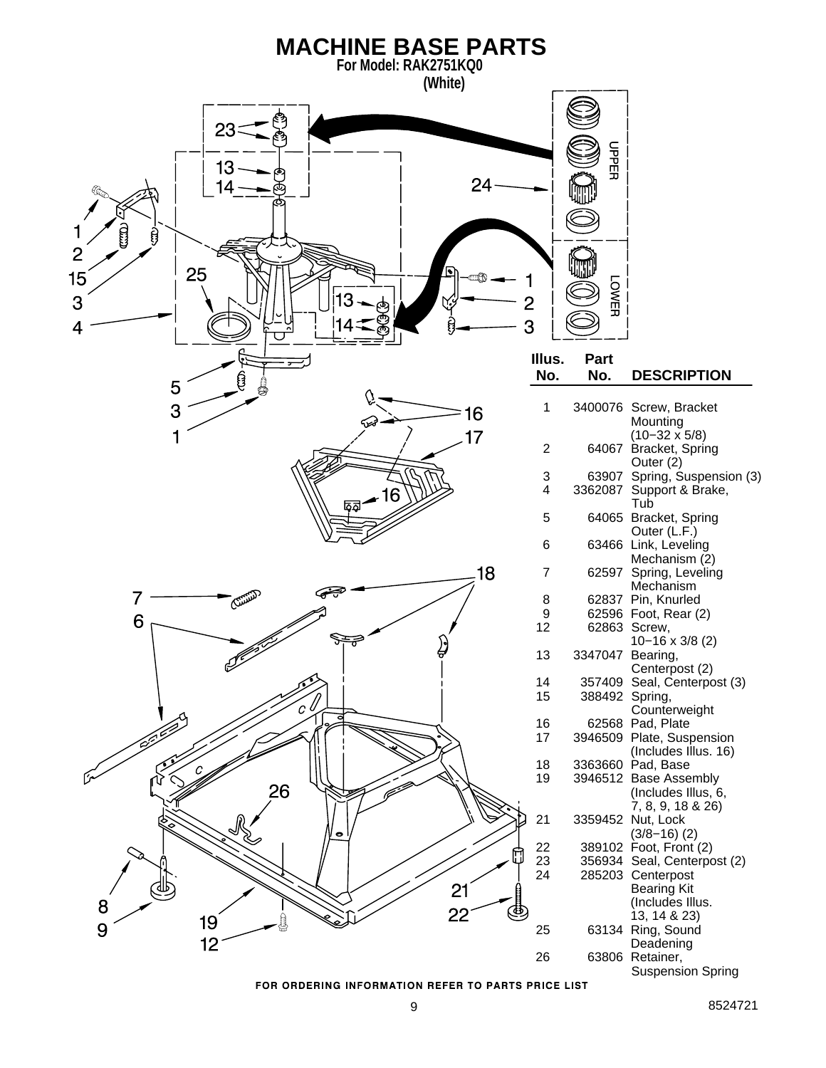# MACHINE BASE PARTS

**For Model: RAK2751KQ0**

**(White)**

| Illus. No. | Part No. | DESCRIPTION |
|---|---|---|
| 1 | 3400076 | Screw, Bracket Mounting (10−32 x 5/8) |
| 2 | 64067 | Bracket, Spring Outer (2) |
| 3 | 63907 | Spring, Suspension (3) |
| 4 | 3362087 | Support & Brake, Tub |
| 5 | 64065 | Bracket, Spring Outer (L.F.) |
| 6 | 63466 | Link, Leveling Mechanism (2) |
| 7 | 62597 | Spring, Leveling Mechanism |
| 8 | 62837 | Pin, Knurled |
| 9 | 62596 | Foot, Rear (2) |
| 12 | 62863 | Screw, 10−16 x 3/8 (2) |
| 13 | 3347047 | Bearing, Centerpost (2) |
| 14 | 357409 | Seal, Centerpost (3) |
| 15 | 388492 | Spring, Counterweight |
| 16 | 62568 | Pad, Plate |
| 17 | 3946509 | Plate, Suspension (Includes Illus. 16) |
| 18 | 3363660 | Pad, Base |
| 19 | 3946512 | Base Assembly (Includes Illus, 6, 7, 8, 9, 18 & 26) |
| 21 | 3359452 | Nut, Lock (3/8−16) (2) |
| 22 | 389102 | Foot, Front (2) |
| 23 | 356934 | Seal, Centerpost (2) |
| 24 | 285203 | Centerpost Bearing Kit (Includes Illus. 13, 14 & 23) |
| 25 | 63134 | Ring, Sound Deadening |
| 26 | 63806 | Retainer, Suspension Spring |

FOR ORDERING INFORMATION REFER TO PARTS PRICE LIST

8524721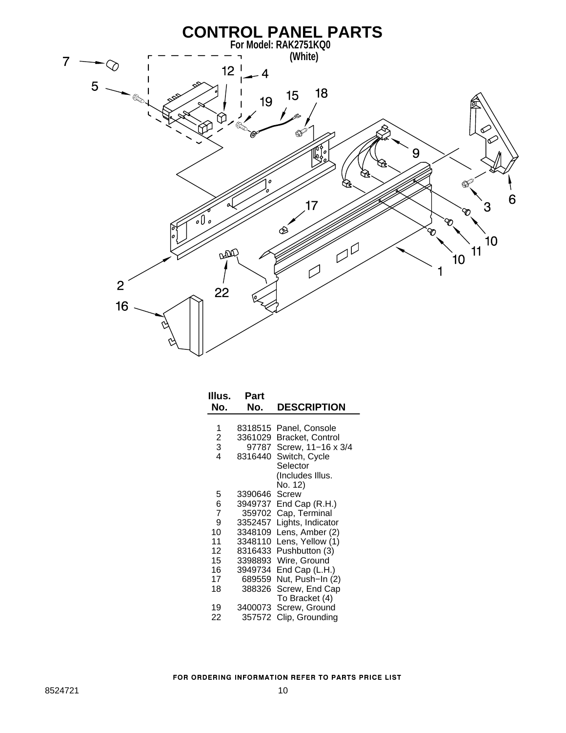# CONTROL PANEL PARTS

**For Model: RAK2751KQ0**
**(White)**

| Illus. No. | Part No. | DESCRIPTION |
|---|---|---|
| 1 | 8318515 | Panel, Console |
| 2 | 3361029 | Bracket, Control |
| 3 | 97787 | Screw, 11−16 x 3/4 |
| 4 | 8316440 | Switch, Cycle Selector (Includes Illus. No. 12) |
| 5 | 3390646 | Screw |
| 6 | 3949737 | End Cap (R.H.) |
| 7 | 359702 | Cap, Terminal |
| 9 | 3352457 | Lights, Indicator |
| 10 | 3348109 | Lens, Amber (2) |
| 11 | 3348110 | Lens, Yellow (1) |
| 12 | 8316433 | Pushbutton (3) |
| 15 | 3398893 | Wire, Ground |
| 16 | 3949734 | End Cap (L.H.) |
| 17 | 689559 | Nut, Push−In (2) |
| 18 | 388326 | Screw, End Cap To Bracket (4) |
| 19 | 3400073 | Screw, Ground |
| 22 | 357572 | Clip, Grounding |

FOR ORDERING INFORMATION REFER TO PARTS PRICE LIST

8524721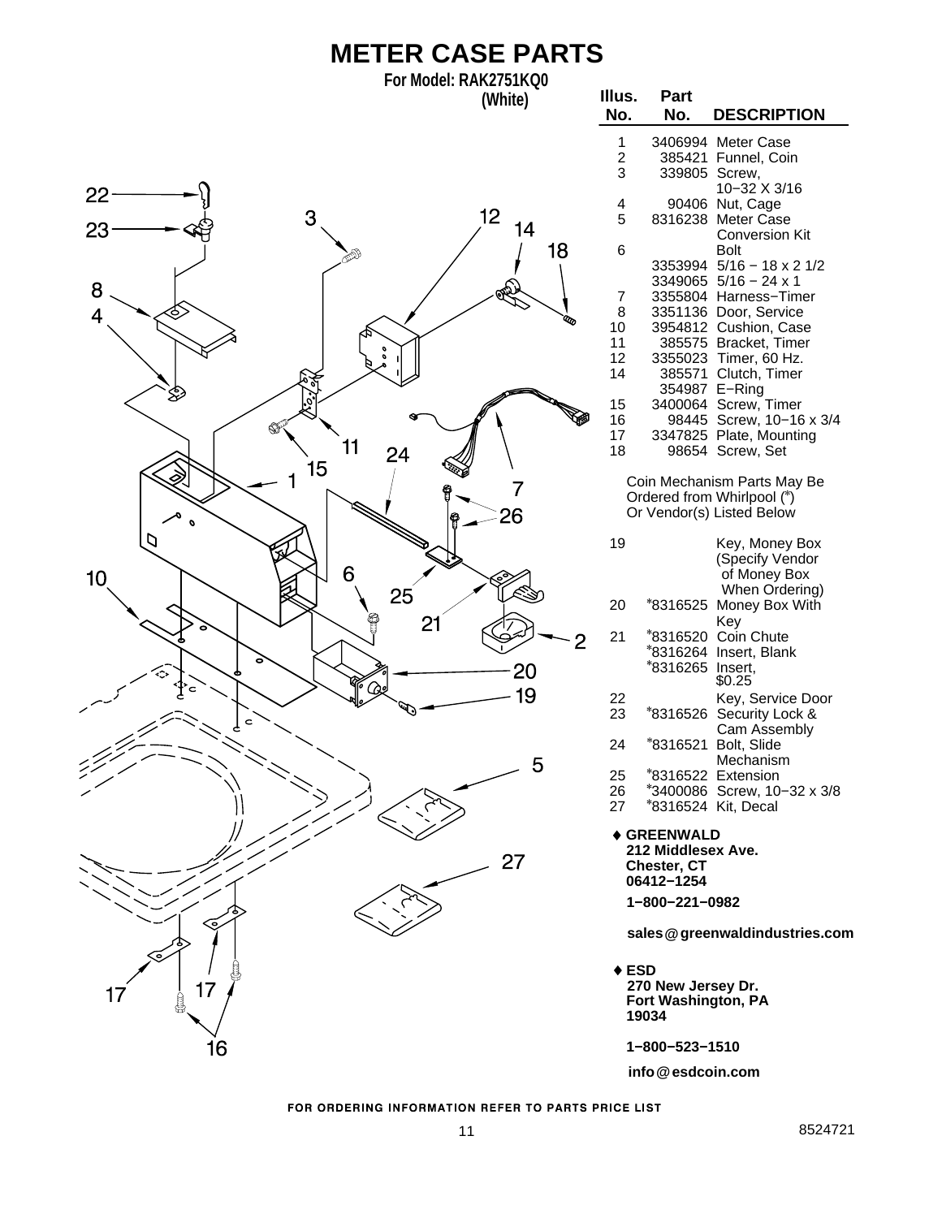# METER CASE PARTS

**For Model: RAK2751KQ0**
**(White)**

| Illus. No. | Part No. | DESCRIPTION |
|---|---|---|
| 1 | 3406994 | Meter Case |
| 2 | 385421 | Funnel, Coin |
| 3 | 339805 | Screw, 10−32 X 3/16 |
| 4 | 90406 | Nut, Cage |
| 5 | 8316238 | Meter Case Conversion Kit |
| 6 | | Bolt |
| | 3353994 | 5/16 − 18 x 2 1/2 |
| | 3349065 | 5/16 − 24 x 1 |
| 7 | 3355804 | Harness−Timer |
| 8 | 3351136 | Door, Service |
| 10 | 3954812 | Cushion, Case |
| 11 | 385575 | Bracket, Timer |
| 12 | 3355023 | Timer, 60 Hz. |
| 14 | 385571 | Clutch, Timer |
| | 354987 | E−Ring |
| 15 | 3400064 | Screw, Timer |
| 16 | 98445 | Screw, 10−16 x 3/4 |
| 17 | 3347825 | Plate, Mounting |
| 18 | 98654 | Screw, Set |

Coin Mechanism Parts May Be Ordered from Whirlpool (*) Or Vendor(s) Listed Below

| Illus. No. | Part No. | DESCRIPTION |
|---|---|---|
| 19 | | Key, Money Box (Specify Vendor of Money Box When Ordering) |
| 20 | *8316525 | Money Box With Key |
| 21 | *8316520 | Coin Chute |
| | *8316264 | Insert, Blank |
| | *8316265 | Insert, $0.25 |
| 22 | | Key, Service Door |
| 23 | *8316526 | Security Lock & Cam Assembly |
| 24 | *8316521 | Bolt, Slide Mechanism |
| 25 | *8316522 | Extension |
| 26 | *3400086 | Screw, 10−32 x 3/8 |
| 27 | *8316524 | Kit, Decal |

♦ **GREENWALD**
**212 Middlesex Ave.**
**Chester, CT**
**06412−1254**

**1−800−221−0982**

**sales@greenwaldindustries.com**

♦ **ESD**
**270 New Jersey Dr.**
**Fort Washington, PA**
**19034**

**1−800−523−1510**

**info@esdcoin.com**

FOR ORDERING INFORMATION REFER TO PARTS PRICE LIST

8524721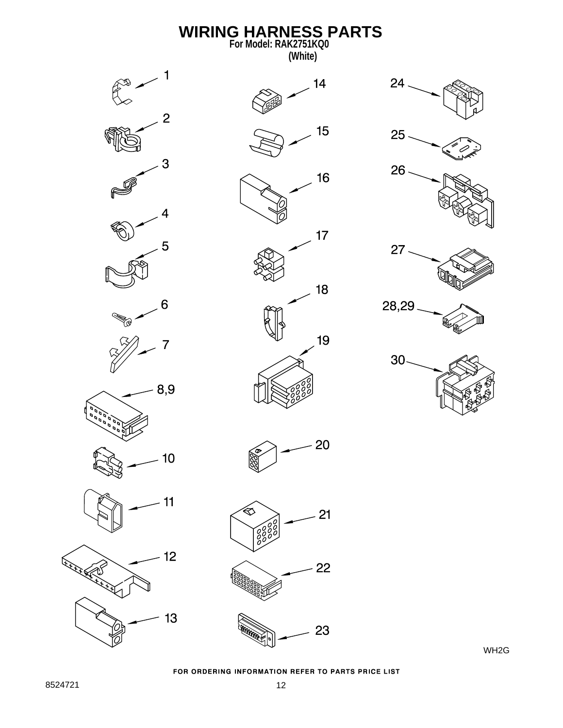# WIRING HARNESS PARTS

For Model: RAK2751KQ0

(White)

1
2
3
4
5
6
7
8,9
10
11
12
13
14
15
16
17
18
19
20
21
22
23
24
25
26
27
28,29
30

WH2G

FOR ORDERING INFORMATION REFER TO PARTS PRICE LIST

8524721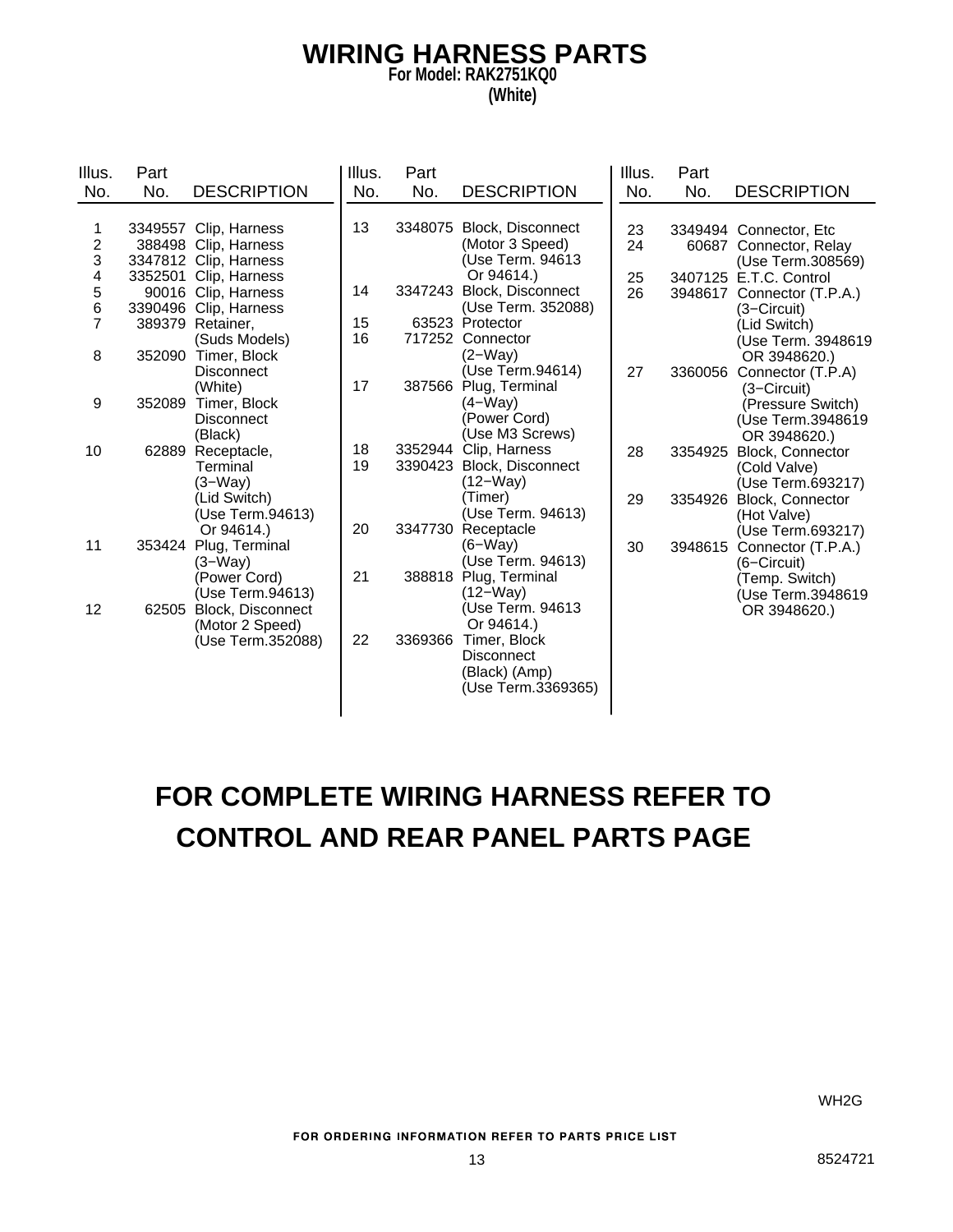# WIRING HARNESS PARTS

**For Model: RAK2751KQ0**
**(White)**

| Illus. No. | Part No. | DESCRIPTION |
|---|---|---|
| 1 | 3349557 | Clip, Harness |
| 2 | 388498 | Clip, Harness |
| 3 | 3347812 | Clip, Harness |
| 4 | 3352501 | Clip, Harness |
| 5 | 90016 | Clip, Harness |
| 6 | 3390496 | Clip, Harness |
| 7 | 389379 | Retainer, (Suds Models) |
| 8 | 352090 | Timer, Block Disconnect (White) |
| 9 | 352089 | Timer, Block Disconnect (Black) |
| 10 | 62889 | Receptacle, Terminal (3−Way) (Lid Switch) (Use Term.94613) Or 94614.) |
| 11 | 353424 | Plug, Terminal (3−Way) (Power Cord) (Use Term.94613) |
| 12 | 62505 | Block, Disconnect (Motor 2 Speed) (Use Term.352088) |
| 13 | 3348075 | Block, Disconnect (Motor 3 Speed) (Use Term. 94613 Or 94614.) |
| 14 | 3347243 | Block, Disconnect (Use Term. 352088) |
| 15 | 63523 | Protector |
| 16 | 717252 | Connector (2−Way) (Use Term.94614) |
| 17 | 387566 | Plug, Terminal (4−Way) (Power Cord) (Use M3 Screws) |
| 18 | 3352944 | Clip, Harness |
| 19 | 3390423 | Block, Disconnect (12−Way) (Timer) (Use Term. 94613) |
| 20 | 3347730 | Receptacle (6−Way) (Use Term. 94613) |
| 21 | 388818 | Plug, Terminal (12−Way) (Use Term. 94613 Or 94614.) |
| 22 | 3369366 | Timer, Block Disconnect (Black) (Amp) (Use Term.3369365) |
| 23 | 3349494 | Connector, Etc |
| 24 | 60687 | Connector, Relay (Use Term.308569) |
| 25 | 3407125 | E.T.C. Control |
| 26 | 3948617 | Connector (T.P.A.) (3−Circuit) (Lid Switch) (Use Term. 3948619 OR 3948620.) |
| 27 | 3360056 | Connector (T.P.A) (3−Circuit) (Pressure Switch) (Use Term.3948619 OR 3948620.) |
| 28 | 3354925 | Block, Connector (Cold Valve) (Use Term.693217) |
| 29 | 3354926 | Block, Connector (Hot Valve) (Use Term.693217) |
| 30 | 3948615 | Connector (T.P.A.) (6−Circuit) (Temp. Switch) (Use Term.3948619 OR 3948620.) |

## FOR COMPLETE WIRING HARNESS REFER TO CONTROL AND REAR PANEL PARTS PAGE

WH2G

FOR ORDERING INFORMATION REFER TO PARTS PRICE LIST

8524721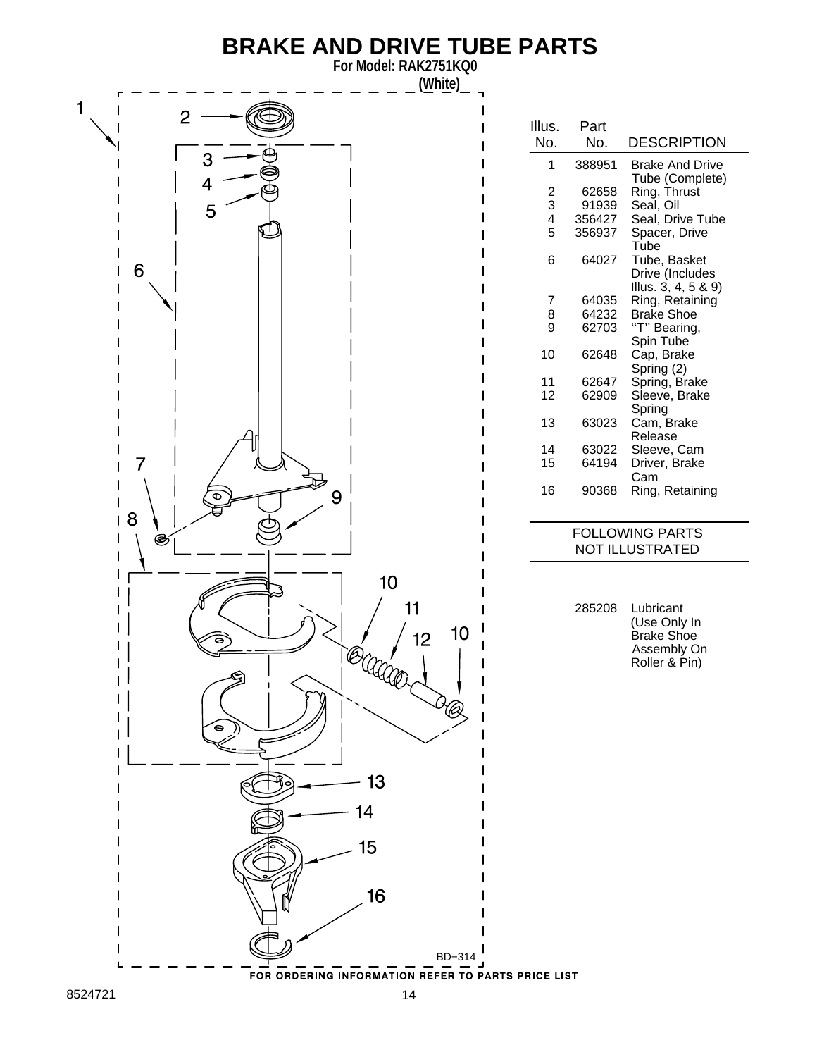# BRAKE AND DRIVE TUBE PARTS

**For Model: RAK2751KQ0**
**(White)**

| Illus. No. | Part No. | DESCRIPTION |
|---|---|---|
| 1 | 388951 | Brake And Drive Tube (Complete) |
| 2 | 62658 | Ring, Thrust |
| 3 | 91939 | Seal, Oil |
| 4 | 356427 | Seal, Drive Tube |
| 5 | 356937 | Spacer, Drive Tube |
| 6 | 64027 | Tube, Basket Drive (Includes Illus. 3, 4, 5 & 9) |
| 7 | 64035 | Ring, Retaining |
| 8 | 64232 | Brake Shoe |
| 9 | 62703 | "T" Bearing, Spin Tube |
| 10 | 62648 | Cap, Brake Spring (2) |
| 11 | 62647 | Spring, Brake |
| 12 | 62909 | Sleeve, Brake Spring |
| 13 | 63023 | Cam, Brake Release |
| 14 | 63022 | Sleeve, Cam |
| 15 | 64194 | Driver, Brake Cam |
| 16 | 90368 | Ring, Retaining |

FOLLOWING PARTS NOT ILLUSTRATED

| Part No. | DESCRIPTION |
|---|---|
| 285208 | Lubricant (Use Only In Brake Shoe Assembly On Roller & Pin) |

BD−314

FOR ORDERING INFORMATION REFER TO PARTS PRICE LIST

8524721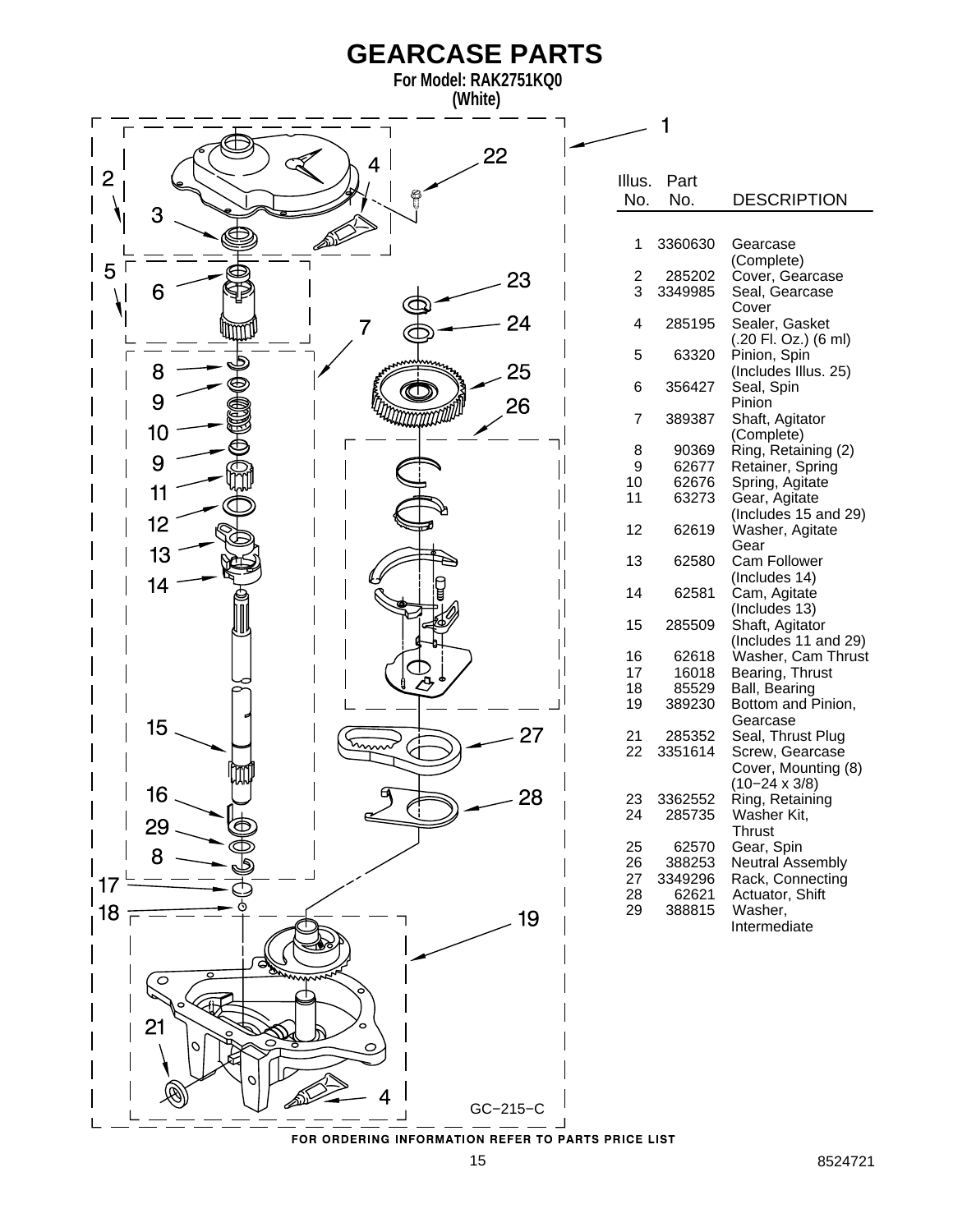# GEARCASE PARTS

**For Model: RAK2751KQ0**
**(White)**

| Illus. No. | Part No. | DESCRIPTION |
|---|---|---|
| 1 | 3360630 | Gearcase (Complete) |
| 2 | 285202 | Cover, Gearcase |
| 3 | 3349985 | Seal, Gearcase Cover |
| 4 | 285195 | Sealer, Gasket (.20 Fl. Oz.) (6 ml) |
| 5 | 63320 | Pinion, Spin (Includes Illus. 25) |
| 6 | 356427 | Seal, Spin Pinion |
| 7 | 389387 | Shaft, Agitator (Complete) |
| 8 | 90369 | Ring, Retaining (2) |
| 9 | 62677 | Retainer, Spring |
| 10 | 62676 | Spring, Agitate |
| 11 | 63273 | Gear, Agitate (Includes 15 and 29) |
| 12 | 62619 | Washer, Agitate Gear |
| 13 | 62580 | Cam Follower (Includes 14) |
| 14 | 62581 | Cam, Agitate (Includes 13) |
| 15 | 285509 | Shaft, Agitator (Includes 11 and 29) |
| 16 | 62618 | Washer, Cam Thrust |
| 17 | 16018 | Bearing, Thrust |
| 18 | 85529 | Ball, Bearing |
| 19 | 389230 | Bottom and Pinion, Gearcase |
| 21 | 285352 | Seal, Thrust Plug |
| 22 | 3351614 | Screw, Gearcase Cover, Mounting (8) (10−24 x 3/8) |
| 23 | 3362552 | Ring, Retaining |
| 24 | 285735 | Washer Kit, Thrust |
| 25 | 62570 | Gear, Spin |
| 26 | 388253 | Neutral Assembly |
| 27 | 3349296 | Rack, Connecting |
| 28 | 62621 | Actuator, Shift |
| 29 | 388815 | Washer, Intermediate |

GC−215−C

FOR ORDERING INFORMATION REFER TO PARTS PRICE LIST

8524721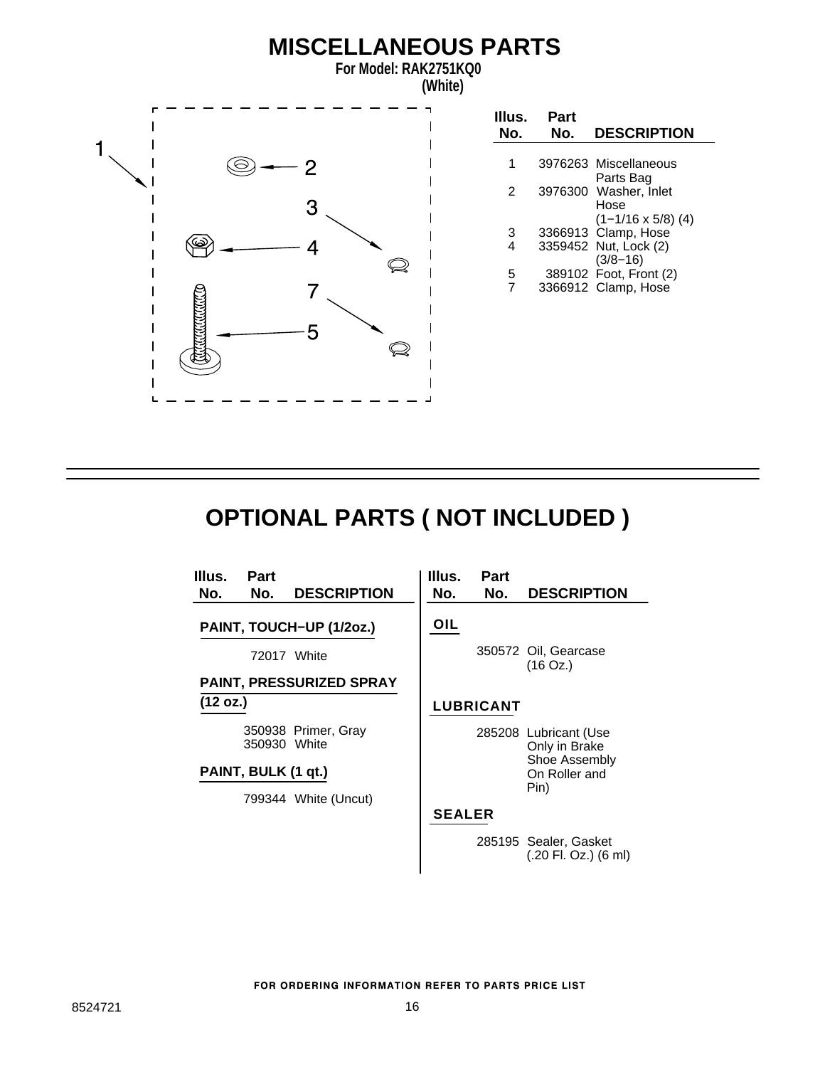# MISCELLANEOUS PARTS

**For Model: RAK2751KQ0**
**(White)**

1
2
3
4
7
5

| Illus. No. | Part No. | DESCRIPTION |
|---|---|---|
| 1 | 3976263 | Miscellaneous Parts Bag |
| 2 | 3976300 | Washer, Inlet Hose (1−1/16 x 5/8) (4) |
| 3 | 3366913 | Clamp, Hose |
| 4 | 3359452 | Nut, Lock (2) (3/8−16) |
| 5 | 389102 | Foot, Front (2) |
| 7 | 3366912 | Clamp, Hose |

# OPTIONAL PARTS ( NOT INCLUDED )

| Illus. No. | Part No. | DESCRIPTION |
|---|---|---|
| **PAINT, TOUCH−UP (1/2oz.)** | | |
| | 72017 | White |
| **PAINT, PRESSURIZED SPRAY (12 oz.)** | | |
| | 350938 | Primer, Gray |
| | 350930 | White |
| **PAINT, BULK (1 qt.)** | | |
| | 799344 | White (Uncut) |

| Illus. No. | Part No. | DESCRIPTION |
|---|---|---|
| **OIL** | | |
| | 350572 | Oil, Gearcase (16 Oz.) |
| **LUBRICANT** | | |
| | 285208 | Lubricant (Use Only in Brake Shoe Assembly On Roller and Pin) |
| **SEALER** | | |
| | 285195 | Sealer, Gasket (.20 Fl. Oz.) (6 ml) |

FOR ORDERING INFORMATION REFER TO PARTS PRICE LIST

8524721